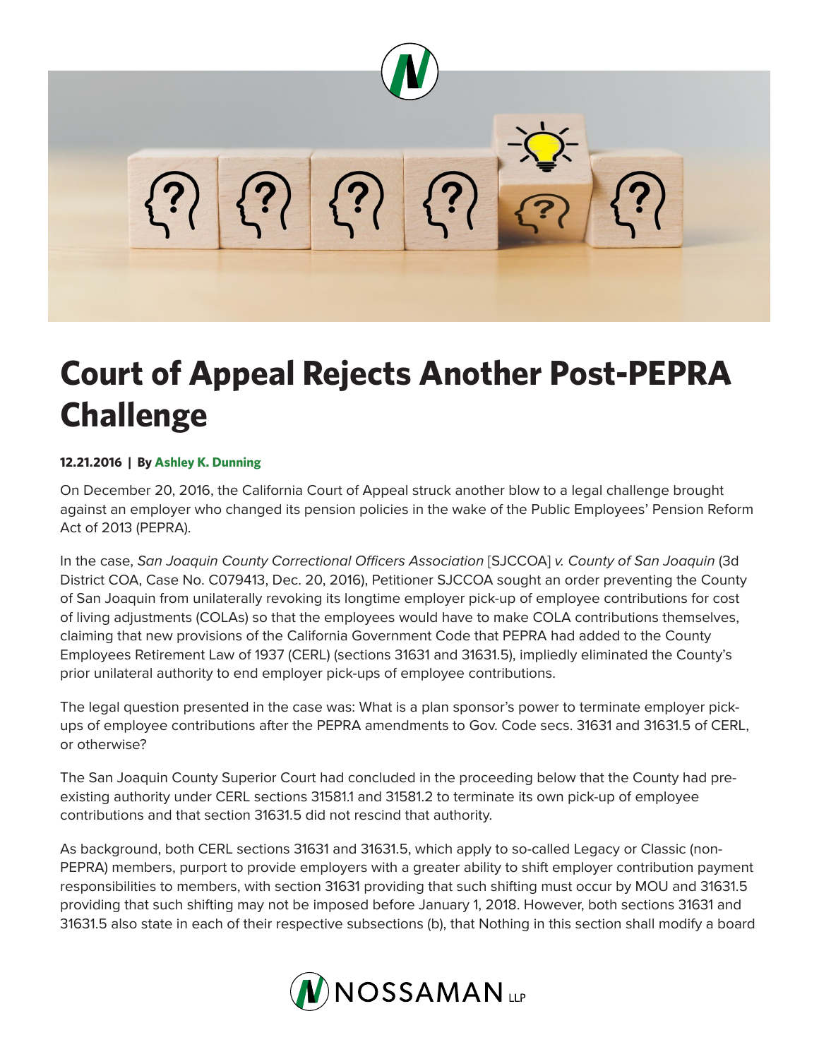# Court of Appeal Rejects Another Post-PEPRA Challenge

**12.21.2016 | By Ashley K. Dunning**

On December 20, 2016, the California Court of Appeal struck another blow to a legal challenge brought against an employer who changed its pension policies in the wake of the Public Employees' Pension Reform Act of 2013 (PEPRA).

In the case, *San Joaquin County Correctional Officers Association* [SJCCOA] *v. County of San Joaquin* (3d District COA, Case No. C079413, Dec. 20, 2016), Petitioner SJCCOA sought an order preventing the County of San Joaquin from unilaterally revoking its longtime employer pick-up of employee contributions for cost of living adjustments (COLAs) so that the employees would have to make COLA contributions themselves, claiming that new provisions of the California Government Code that PEPRA had added to the County Employees Retirement Law of 1937 (CERL) (sections 31631 and 31631.5), impliedly eliminated the County's prior unilateral authority to end employer pick-ups of employee contributions.

The legal question presented in the case was: What is a plan sponsor's power to terminate employer pick-ups of employee contributions after the PEPRA amendments to Gov. Code secs. 31631 and 31631.5 of CERL, or otherwise?

The San Joaquin County Superior Court had concluded in the proceeding below that the County had pre-existing authority under CERL sections 31581.1 and 31581.2 to terminate its own pick-up of employee contributions and that section 31631.5 did not rescind that authority.

As background, both CERL sections 31631 and 31631.5, which apply to so-called Legacy or Classic (non-PEPRA) members, purport to provide employers with a greater ability to shift employer contribution payment responsibilities to members, with section 31631 providing that such shifting must occur by MOU and 31631.5 providing that such shifting may not be imposed before January 1, 2018. However, both sections 31631 and 31631.5 also state in each of their respective subsections (b), that Nothing in this section shall modify a board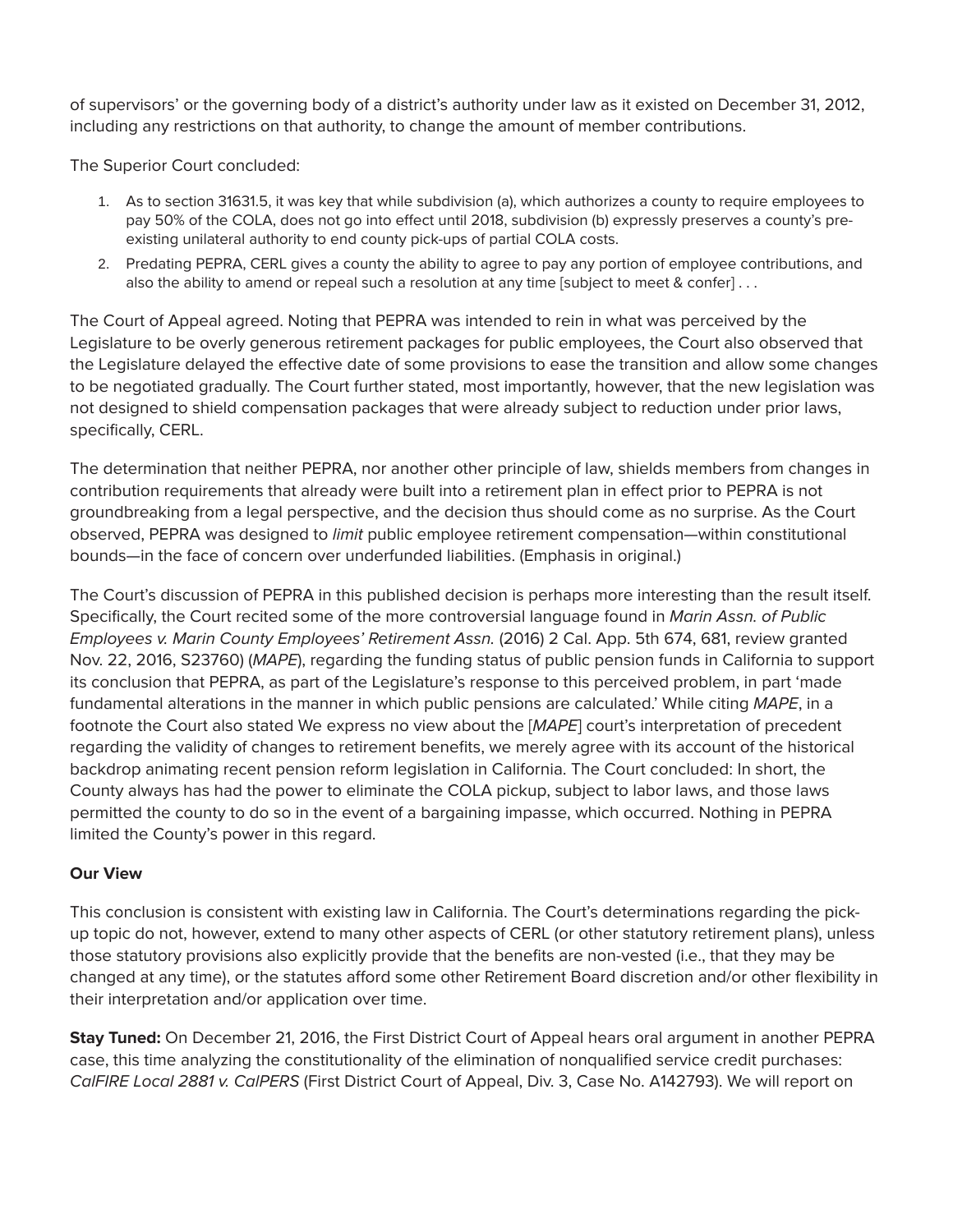of supervisors' or the governing body of a district's authority under law as it existed on December 31, 2012, including any restrictions on that authority, to change the amount of member contributions.

The Superior Court concluded:

1. As to section 31631.5, it was key that while subdivision (a), which authorizes a county to require employees to pay 50% of the COLA, does not go into effect until 2018, subdivision (b) expressly preserves a county's pre-existing unilateral authority to end county pick-ups of partial COLA costs.
2. Predating PEPRA, CERL gives a county the ability to agree to pay any portion of employee contributions, and also the ability to amend or repeal such a resolution at any time [subject to meet & confer] . . .

The Court of Appeal agreed. Noting that PEPRA was intended to rein in what was perceived by the Legislature to be overly generous retirement packages for public employees, the Court also observed that the Legislature delayed the effective date of some provisions to ease the transition and allow some changes to be negotiated gradually. The Court further stated, most importantly, however, that the new legislation was not designed to shield compensation packages that were already subject to reduction under prior laws, specifically, CERL.

The determination that neither PEPRA, nor another other principle of law, shields members from changes in contribution requirements that already were built into a retirement plan in effect prior to PEPRA is not groundbreaking from a legal perspective, and the decision thus should come as no surprise. As the Court observed, PEPRA was designed to *limit* public employee retirement compensation—within constitutional bounds—in the face of concern over underfunded liabilities. (Emphasis in original.)

The Court's discussion of PEPRA in this published decision is perhaps more interesting than the result itself. Specifically, the Court recited some of the more controversial language found in *Marin Assn. of Public Employees v. Marin County Employees' Retirement Assn.* (2016) 2 Cal. App. 5th 674, 681, review granted Nov. 22, 2016, S23760) (*MAPE*), regarding the funding status of public pension funds in California to support its conclusion that PEPRA, as part of the Legislature's response to this perceived problem, in part 'made fundamental alterations in the manner in which public pensions are calculated.' While citing *MAPE*, in a footnote the Court also stated We express no view about the [*MAPE*] court's interpretation of precedent regarding the validity of changes to retirement benefits, we merely agree with its account of the historical backdrop animating recent pension reform legislation in California. The Court concluded: In short, the County always has had the power to eliminate the COLA pickup, subject to labor laws, and those laws permitted the county to do so in the event of a bargaining impasse, which occurred. Nothing in PEPRA limited the County's power in this regard.

**Our View**

This conclusion is consistent with existing law in California. The Court's determinations regarding the pick-up topic do not, however, extend to many other aspects of CERL (or other statutory retirement plans), unless those statutory provisions also explicitly provide that the benefits are non-vested (i.e., that they may be changed at any time), or the statutes afford some other Retirement Board discretion and/or other flexibility in their interpretation and/or application over time.

**Stay Tuned:** On December 21, 2016, the First District Court of Appeal hears oral argument in another PEPRA case, this time analyzing the constitutionality of the elimination of nonqualified service credit purchases: *CalFIRE Local 2881 v. CalPERS* (First District Court of Appeal, Div. 3, Case No. A142793). We will report on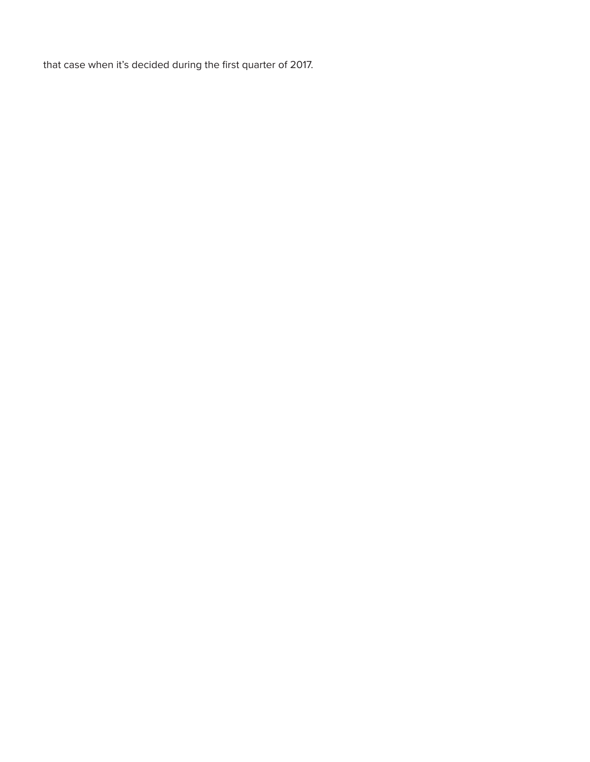that case when it’s decided during the first quarter of 2017.